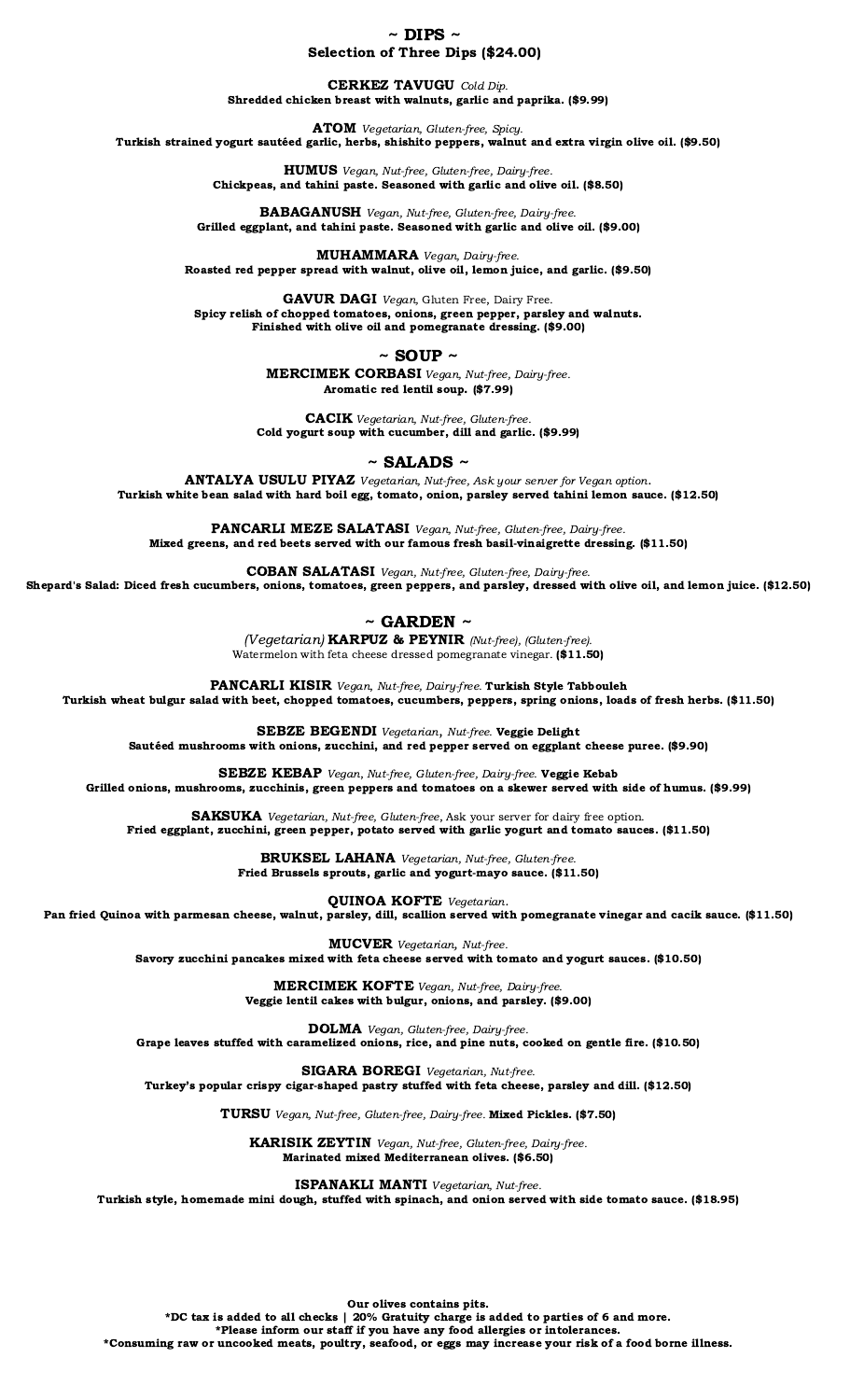## ~ DIPS ~

**Selection of Three Dips ($24.00)**

**CERKEZ TAVUGU** *Cold Dip.*
**Shredded chicken breast with walnuts, garlic and paprika. ($9.99)**

**ATOM** *Vegetarian, Gluten-free, Spicy.*
**Turkish strained yogurt sautéed garlic, herbs, shishito peppers, walnut and extra virgin olive oil. ($9.50)**

**HUMUS** *Vegan, Nut-free, Gluten-free, Dairy-free.*
**Chickpeas, and tahini paste. Seasoned with garlic and olive oil. ($8.50)**

**BABAGANUSH** *Vegan, Nut-free, Gluten-free, Dairy-free.*
**Grilled eggplant, and tahini paste. Seasoned with garlic and olive oil. ($9.00)**

**MUHAMMARA** *Vegan, Dairy-free.*
**Roasted red pepper spread with walnut, olive oil, lemon juice, and garlic. ($9.50)**

**GAVUR DAGI** *Vegan,* Gluten Free, Dairy Free.
**Spicy relish of chopped tomatoes, onions, green pepper, parsley and walnuts.**
**Finished with olive oil and pomegranate dressing. ($9.00)**

## ~ SOUP ~

**MERCIMEK CORBASI** *Vegan, Nut-free, Dairy-free.*
**Aromatic red lentil soup. ($7.99)**

**CACIK** *Vegetarian, Nut-free, Gluten-free.*
**Cold yogurt soup with cucumber, dill and garlic. ($9.99)**

## ~ SALADS ~

**ANTALYA USULU PIYAZ** *Vegetarian, Nut-free, Ask your server for Vegan option.*
**Turkish white bean salad with hard boil egg, tomato, onion, parsley served tahini lemon sauce. ($12.50)**

**PANCARLI MEZE SALATASI** *Vegan, Nut-free, Gluten-free, Dairy-free.*
**Mixed greens, and red beets served with our famous fresh basil-vinaigrette dressing. ($11.50)**

**COBAN SALATASI** *Vegan, Nut-free, Gluten-free, Dairy-free.*
**Shepard's Salad: Diced fresh cucumbers, onions, tomatoes, green peppers, and parsley, dressed with olive oil, and lemon juice. ($12.50)**

## ~ GARDEN ~

*(Vegetarian)* **KARPUZ & PEYNIR** *(Nut-free), (Gluten-free).*
Watermelon with feta cheese dressed pomegranate vinegar. **($11.50)**

**PANCARLI KISIR** *Vegan, Nut-free, Dairy-free.* **Turkish Style Tabbouleh**
**Turkish wheat bulgur salad with beet, chopped tomatoes, cucumbers, peppers, spring onions, loads of fresh herbs. ($11.50)**

**SEBZE BEGENDI** *Vegetarian, Nut-free.* **Veggie Delight**
**Sautéed mushrooms with onions, zucchini, and red pepper served on eggplant cheese puree. ($9.90)**

**SEBZE KEBAP** *Vegan, Nut-free, Gluten-free, Dairy-free.* **Veggie Kebab**
**Grilled onions, mushrooms, zucchinis, green peppers and tomatoes on a skewer served with side of humus. ($9.99)**

**SAKSUKA** *Vegetarian, Nut-free, Gluten-free,* Ask your server for dairy free option.
**Fried eggplant, zucchini, green pepper, potato served with garlic yogurt and tomato sauces. ($11.50)**

**BRUKSEL LAHANA** *Vegetarian, Nut-free, Gluten-free.*
**Fried Brussels sprouts, garlic and yogurt-mayo sauce. ($11.50)**

**QUINOA KOFTE** *Vegetarian.*
**Pan fried Quinoa with parmesan cheese, walnut, parsley, dill, scallion served with pomegranate vinegar and cacik sauce. ($11.50)**

**MUCVER** *Vegetarian, Nut-free.*
**Savory zucchini pancakes mixed with feta cheese served with tomato and yogurt sauces. ($10.50)**

**MERCIMEK KOFTE** *Vegan, Nut-free, Dairy-free.*
**Veggie lentil cakes with bulgur, onions, and parsley. ($9.00)**

**DOLMA** *Vegan, Gluten-free, Dairy-free.*
**Grape leaves stuffed with caramelized onions, rice, and pine nuts, cooked on gentle fire. ($10.50)**

**SIGARA BOREGI** *Vegetarian, Nut-free.*
**Turkey's popular crispy cigar-shaped pastry stuffed with feta cheese, parsley and dill. ($12.50)**

**TURSU** *Vegan, Nut-free, Gluten-free, Dairy-free.* **Mixed Pickles. ($7.50)**

**KARISIK ZEYTIN** *Vegan, Nut-free, Gluten-free, Dairy-free.*
**Marinated mixed Mediterranean olives. ($6.50)**

**ISPANAKLI MANTI** *Vegetarian, Nut-free.*
**Turkish style, homemade mini dough, stuffed with spinach, and onion served with side tomato sauce. ($18.95)**

**Our olives contains pits.**
**\*DC tax is added to all checks | 20% Gratuity charge is added to parties of 6 and more.**
**\*Please inform our staff if you have any food allergies or intolerances.**
**\*Consuming raw or uncooked meats, poultry, seafood, or eggs may increase your risk of a food borne illness.**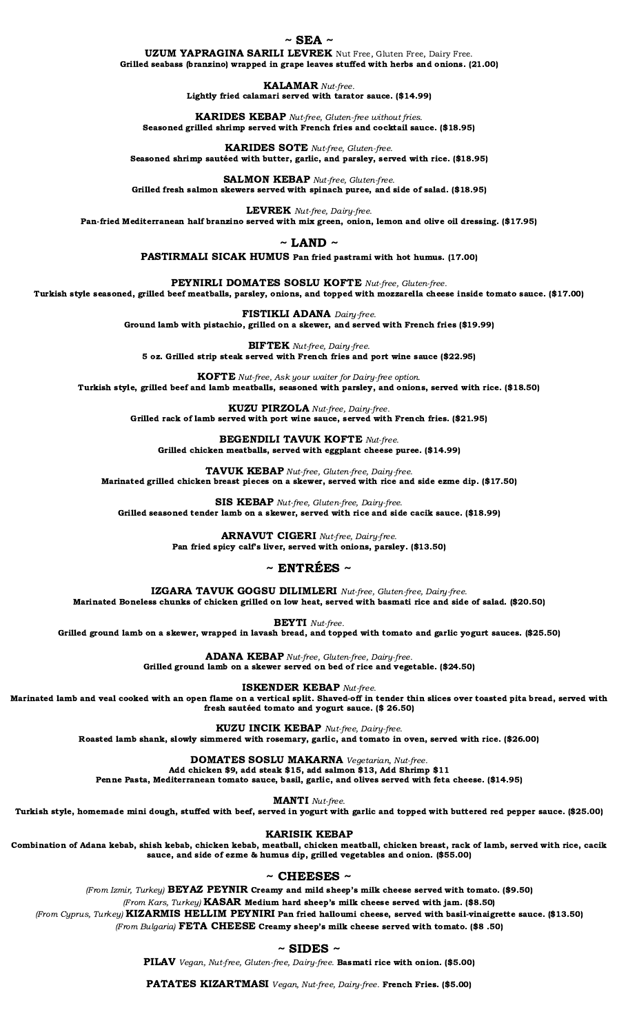## ~ SEA ~

**UZUM YAPRAGINA SARILI LEVREK** Nut Free, Gluten Free, Dairy Free.
**Grilled seabass (branzino) wrapped in grape leaves stuffed with herbs and onions. (21.00)**

**KALAMAR** *Nut-free.*
**Lightly fried calamari served with tarator sauce. ($14.99)**

**KARIDES KEBAP** *Nut-free, Gluten-free without fries.*
**Seasoned grilled shrimp served with French fries and cocktail sauce. ($18.95)**

**KARIDES SOTE** *Nut-free, Gluten-free.*
**Seasoned shrimp sautéed with butter, garlic, and parsley, served with rice. ($18.95)**

**SALMON KEBAP** *Nut-free, Gluten-free.*
**Grilled fresh salmon skewers served with spinach puree, and side of salad. ($18.95)**

**LEVREK** *Nut-free, Dairy-free.*
**Pan-fried Mediterranean half branzino served with mix green, onion, lemon and olive oil dressing. ($17.95)**

## ~ LAND ~

**PASTIRMALI SICAK HUMUS Pan fried pastrami with hot humus. (17.00)**

**PEYNIRLI DOMATES SOSLU KOFTE** *Nut-free, Gluten-free.*
**Turkish style seasoned, grilled beef meatballs, parsley, onions, and topped with mozzarella cheese inside tomato sauce. ($17.00)**

**FISTIKLI ADANA** *Dairy-free.*
**Ground lamb with pistachio, grilled on a skewer, and served with French fries ($19.99)**

**BIFTEK** *Nut-free, Dairy-free.*
**5 oz. Grilled strip steak served with French fries and port wine sauce ($22.95)**

**KOFTE** *Nut-free, Ask your waiter for Dairy-free option.*
**Turkish style, grilled beef and lamb meatballs, seasoned with parsley, and onions, served with rice. ($18.50)**

**KUZU PIRZOLA** *Nut-free, Dairy-free.*
**Grilled rack of lamb served with port wine sauce, served with French fries. ($21.95)**

**BEGENDILI TAVUK KOFTE** *Nut-free.*
**Grilled chicken meatballs, served with eggplant cheese puree. ($14.99)**

**TAVUK KEBAP** *Nut-free, Gluten-free, Dairy-free.*
**Marinated grilled chicken breast pieces on a skewer, served with rice and side ezme dip. ($17.50)**

**SIS KEBAP** *Nut-free, Gluten-free, Dairy-free.*
**Grilled seasoned tender lamb on a skewer, served with rice and side cacik sauce. ($18.99)**

**ARNAVUT CIGERI** *Nut-free, Dairy-free.*
**Pan fried spicy calf's liver, served with onions, parsley. ($13.50)**

## ~ ENTRÉES ~

**IZGARA TAVUK GOGSU DILIMLERI** *Nut-free, Gluten-free, Dairy-free.*
**Marinated Boneless chunks of chicken grilled on low heat, served with basmati rice and side of salad. ($20.50)**

**BEYTI** *Nut-free.*
**Grilled ground lamb on a skewer, wrapped in lavash bread, and topped with tomato and garlic yogurt sauces. ($25.50)**

**ADANA KEBAP** *Nut-free, Gluten-free, Dairy-free.*
**Grilled ground lamb on a skewer served on bed of rice and vegetable. ($24.50)**

**ISKENDER KEBAP** *Nut-free.*
**Marinated lamb and veal cooked with an open flame on a vertical split. Shaved-off in tender thin slices over toasted pita bread, served with fresh sautéed tomato and yogurt sauce. ($ 26.50)**

**KUZU INCIK KEBAP** *Nut-free, Dairy-free.*
**Roasted lamb shank, slowly simmered with rosemary, garlic, and tomato in oven, served with rice. ($26.00)**

**DOMATES SOSLU MAKARNA** *Vegetarian, Nut-free.*
**Add chicken $9, add steak $15, add salmon $13, Add Shrimp $11**
**Penne Pasta, Mediterranean tomato sauce, basil, garlic, and olives served with feta cheese. ($14.95)**

**MANTI** *Nut-free.*
**Turkish style, homemade mini dough, stuffed with beef, served in yogurt with garlic and topped with buttered red pepper sauce. ($25.00)**

**KARISIK KEBAP**
**Combination of Adana kebab, shish kebab, chicken kebab, meatball, chicken meatball, chicken breast, rack of lamb, served with rice, cacik sauce, and side of ezme & humus dip, grilled vegetables and onion. ($55.00)**

## ~ CHEESES ~

*(From Izmir, Turkey)* **BEYAZ PEYNIR Creamy and mild sheep's milk cheese served with tomato. ($9.50)**
*(From Kars, Turkey)* **KASAR Medium hard sheep's milk cheese served with jam. ($8.50)**
*(From Cyprus, Turkey)* **KIZARMIS HELLIM PEYNIRI Pan fried halloumi cheese, served with basil-vinaigrette sauce. ($13.50)**
*(From Bulgaria)* **FETA CHEESE Creamy sheep's milk cheese served with tomato. ($8 .50)**

## ~ SIDES ~

**PILAV** *Vegan, Nut-free, Gluten-free, Dairy-free.* **Basmati rice with onion. ($5.00)**

**PATATES KIZARTMASI** *Vegan, Nut-free, Dairy-free.* **French Fries. ($5.00)**